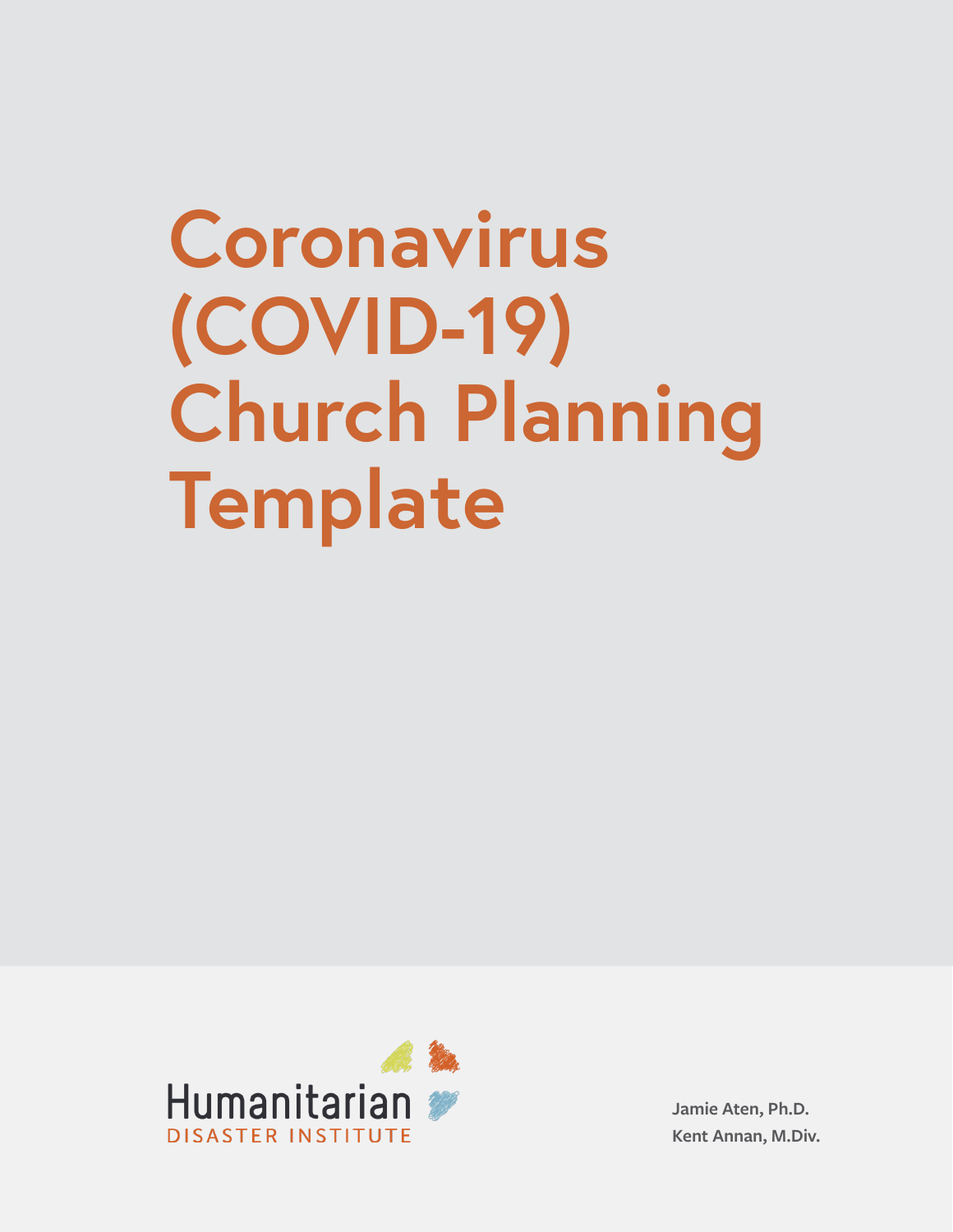# Coronavirus (COVID-19) Church Planning Template

Humanitarian
DISASTER INSTITUTE

Jamie Aten, Ph.D.
Kent Annan, M.Div.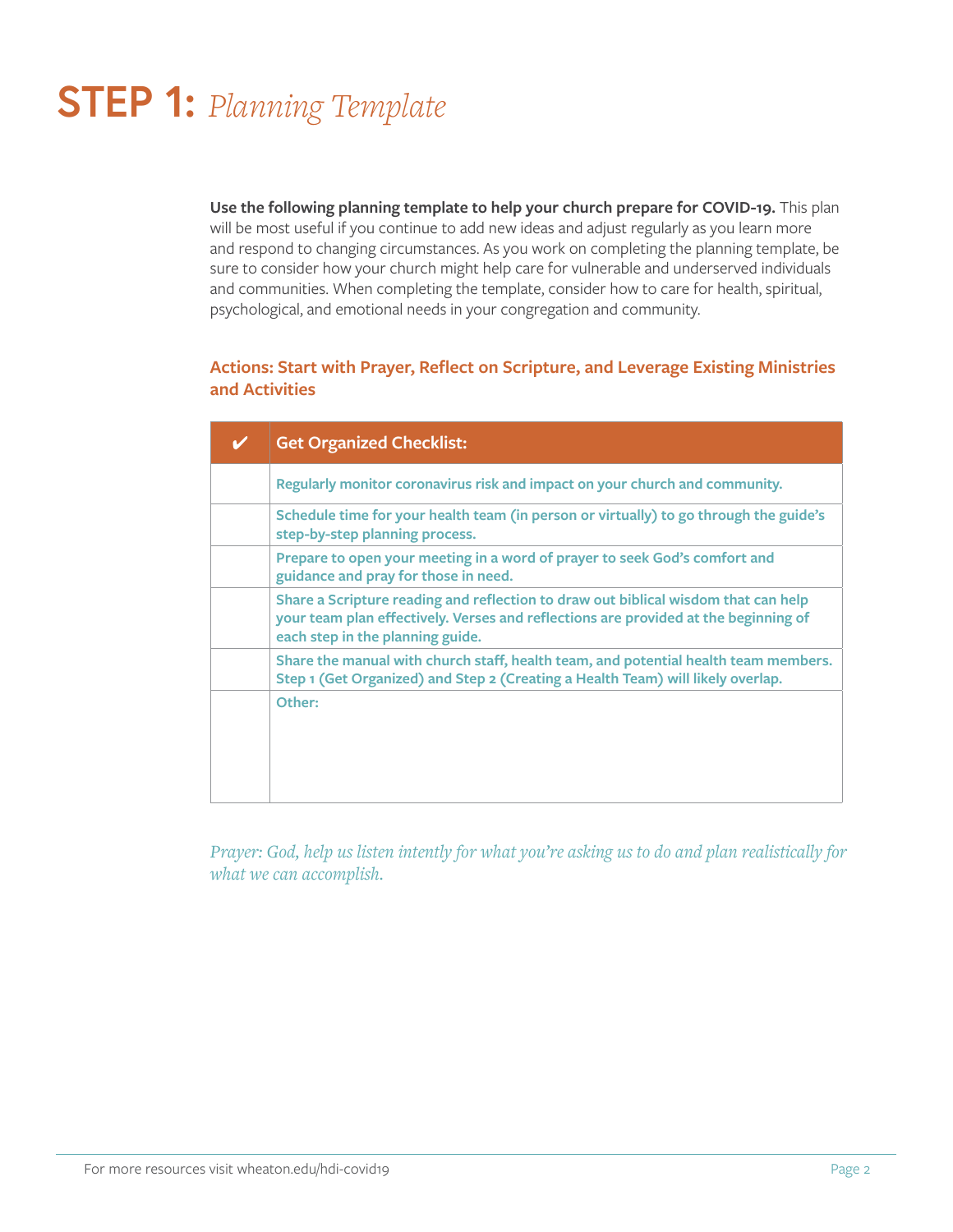# STEP 1: *Planning Template*

**Use the following planning template to help your church prepare for COVID-19.** This plan will be most useful if you continue to add new ideas and adjust regularly as you learn more and respond to changing circumstances. As you work on completing the planning template, be sure to consider how your church might help care for vulnerable and underserved individuals and communities. When completing the template, consider how to care for health, spiritual, psychological, and emotional needs in your congregation and community.

### Actions: Start with Prayer, Reflect on Scripture, and Leverage Existing Ministries and Activities

| ✔ | Get Organized Checklist: |
|---|---|
| | Regularly monitor coronavirus risk and impact on your church and community. |
| | Schedule time for your health team (in person or virtually) to go through the guide's step-by-step planning process. |
| | Prepare to open your meeting in a word of prayer to seek God's comfort and guidance and pray for those in need. |
| | Share a Scripture reading and reflection to draw out biblical wisdom that can help your team plan effectively. Verses and reflections are provided at the beginning of each step in the planning guide. |
| | Share the manual with church staff, health team, and potential health team members. Step 1 (Get Organized) and Step 2 (Creating a Health Team) will likely overlap. |
| | Other: |

*Prayer: God, help us listen intently for what you're asking us to do and plan realistically for what we can accomplish.*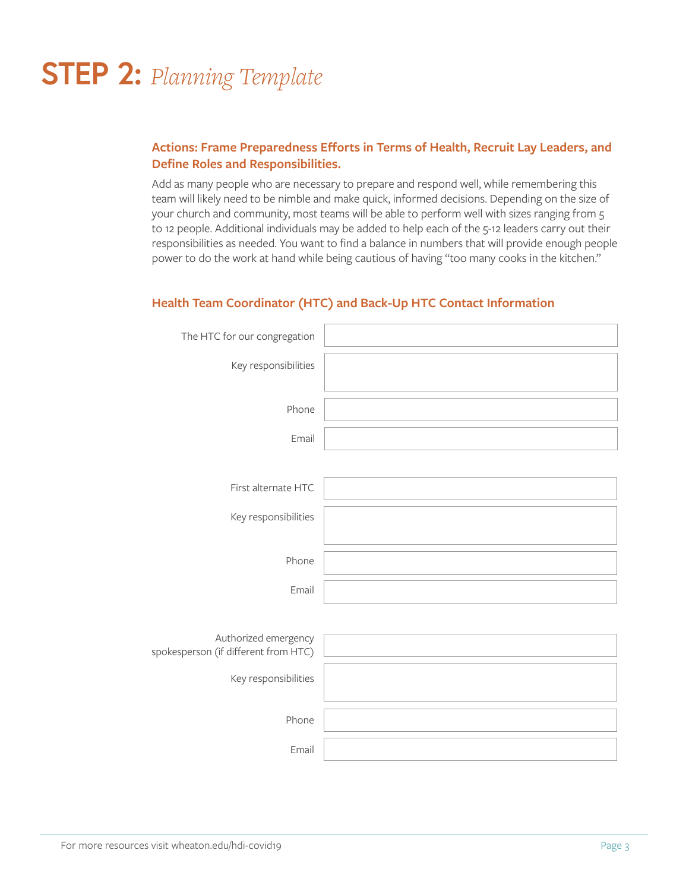# STEP 2: *Planning Template*

### Actions: Frame Preparedness Efforts in Terms of Health, Recruit Lay Leaders, and Define Roles and Responsibilities.

Add as many people who are necessary to prepare and respond well, while remembering this team will likely need to be nimble and make quick, informed decisions. Depending on the size of your church and community, most teams will be able to perform well with sizes ranging from 5 to 12 people. Additional individuals may be added to help each of the 5-12 leaders carry out their responsibilities as needed. You want to find a balance in numbers that will provide enough people power to do the work at hand while being cautious of having "too many cooks in the kitchen."

### Health Team Coordinator (HTC) and Back-Up HTC Contact Information

| | |
|---|---|
| The HTC for our congregation | |
| Key responsibilities | |
| Phone | |
| Email | |

| | |
|---|---|
| First alternate HTC | |
| Key responsibilities | |
| Phone | |
| Email | |

| | |
|---|---|
| Authorized emergency spokesperson (if different from HTC) | |
| Key responsibilities | |
| Phone | |
| Email | |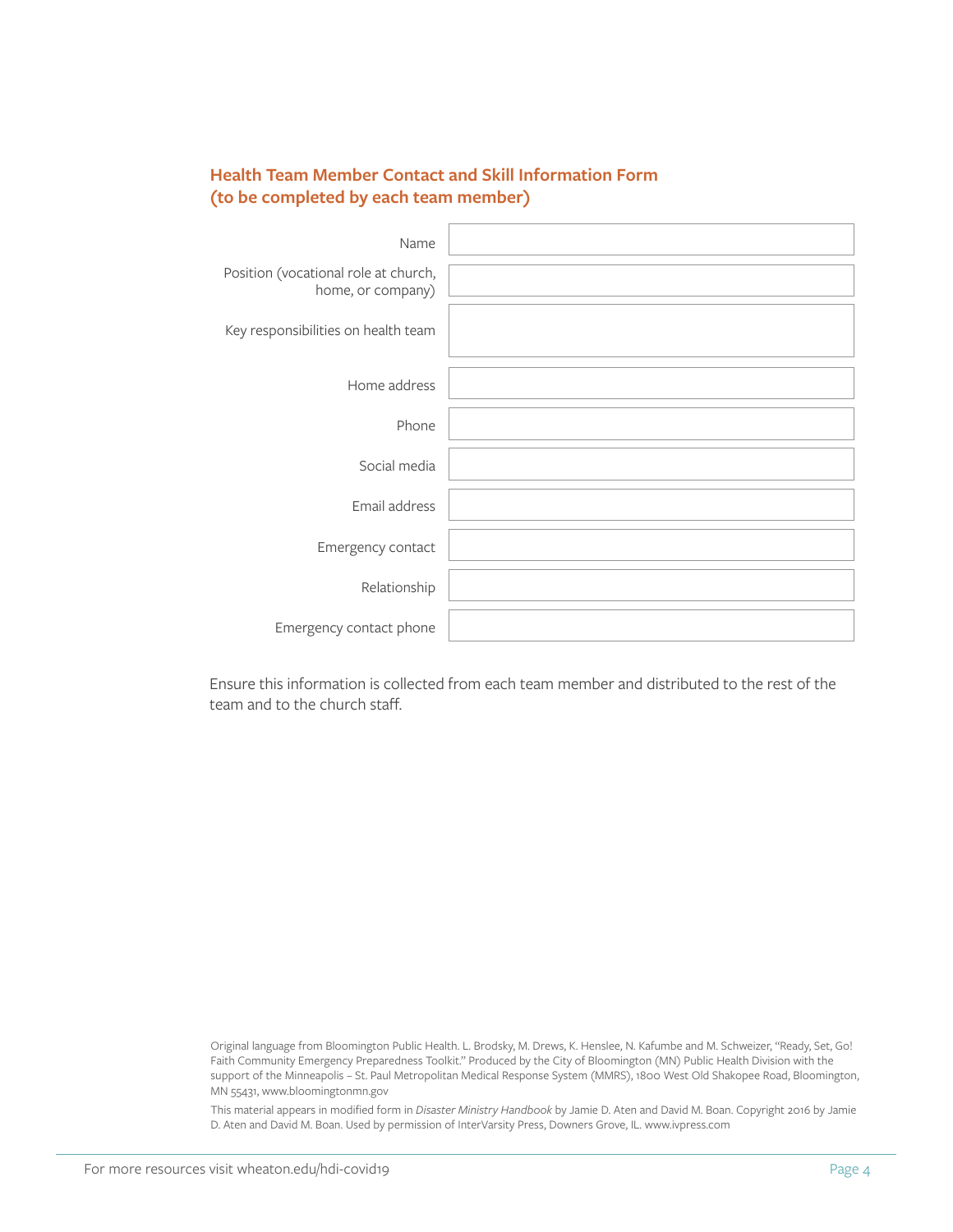## Health Team Member Contact and Skill Information Form (to be completed by each team member)

| | |
|---|---|
| Name | |
| Position (vocational role at church, home, or company) | |
| Key responsibilities on health team | |
| Home address | |
| Phone | |
| Social media | |
| Email address | |
| Emergency contact | |
| Relationship | |
| Emergency contact phone | |

Ensure this information is collected from each team member and distributed to the rest of the team and to the church staff.

Original language from Bloomington Public Health. L. Brodsky, M. Drews, K. Henslee, N. Kafumbe and M. Schweizer, "Ready, Set, Go! Faith Community Emergency Preparedness Toolkit." Produced by the City of Bloomington (MN) Public Health Division with the support of the Minneapolis – St. Paul Metropolitan Medical Response System (MMRS), 1800 West Old Shakopee Road, Bloomington, MN 55431, www.bloomingtonmn.gov

This material appears in modified form in *Disaster Ministry Handbook* by Jamie D. Aten and David M. Boan. Copyright 2016 by Jamie D. Aten and David M. Boan. Used by permission of InterVarsity Press, Downers Grove, IL. www.ivpress.com

For more resources visit wheaton.edu/hdi-covid19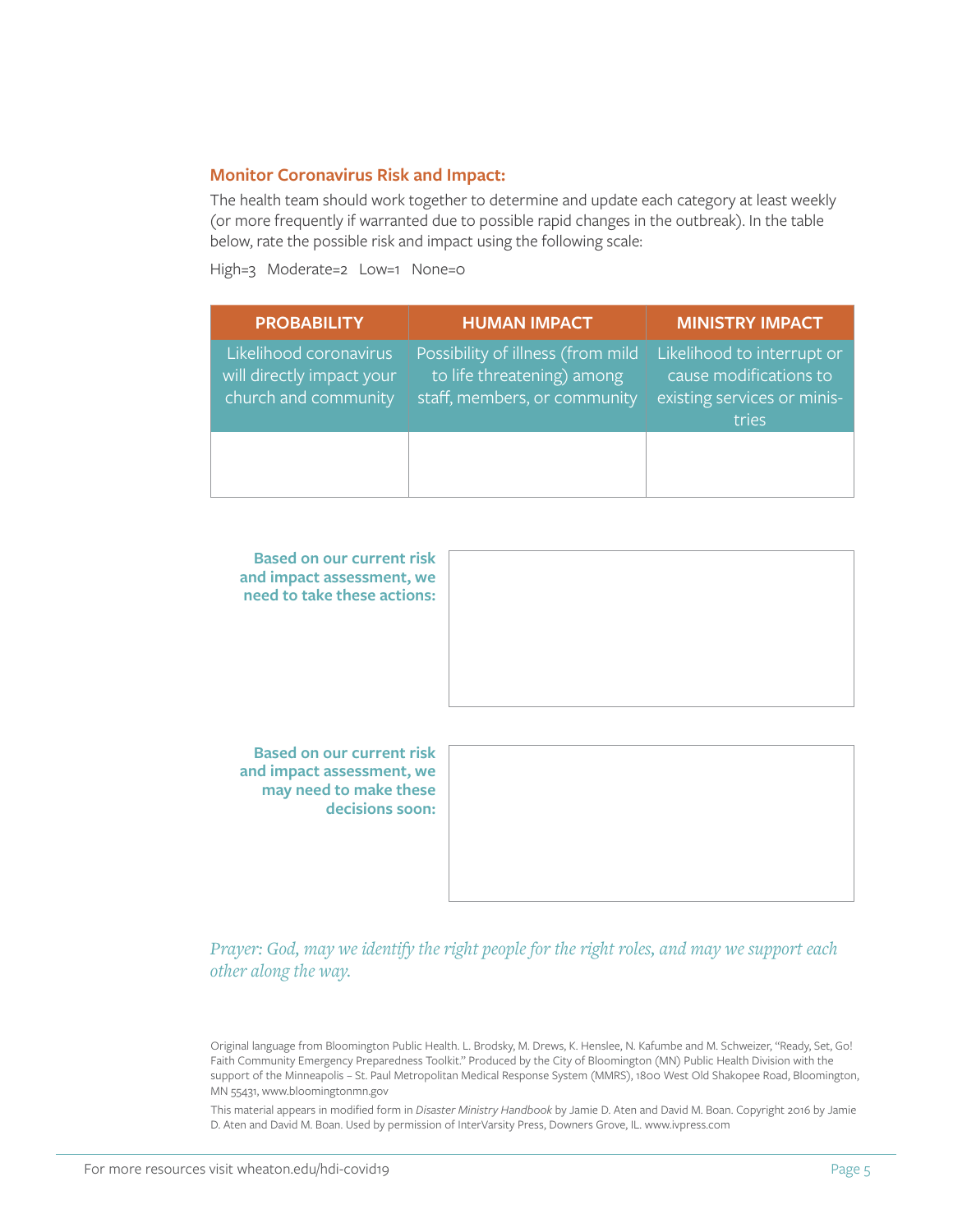## Monitor Coronavirus Risk and Impact:

The health team should work together to determine and update each category at least weekly (or more frequently if warranted due to possible rapid changes in the outbreak). In the table below, rate the possible risk and impact using the following scale:

High=3 Moderate=2 Low=1 None=0

| PROBABILITY | HUMAN IMPACT | MINISTRY IMPACT |
|---|---|---|
| Likelihood coronavirus will directly impact your church and community | Possibility of illness (from mild to life threatening) among staff, members, or community | Likelihood to interrupt or cause modifications to existing services or ministries |
| | | |

**Based on our current risk and impact assessment, we need to take these actions:**

**Based on our current risk and impact assessment, we may need to make these decisions soon:**

*Prayer: God, may we identify the right people for the right roles, and may we support each other along the way.*

Original language from Bloomington Public Health. L. Brodsky, M. Drews, K. Henslee, N. Kafumbe and M. Schweizer, "Ready, Set, Go! Faith Community Emergency Preparedness Toolkit." Produced by the City of Bloomington (MN) Public Health Division with the support of the Minneapolis – St. Paul Metropolitan Medical Response System (MMRS), 1800 West Old Shakopee Road, Bloomington, MN 55431, www.bloomingtonmn.gov

This material appears in modified form in *Disaster Ministry Handbook* by Jamie D. Aten and David M. Boan. Copyright 2016 by Jamie D. Aten and David M. Boan. Used by permission of InterVarsity Press, Downers Grove, IL. www.ivpress.com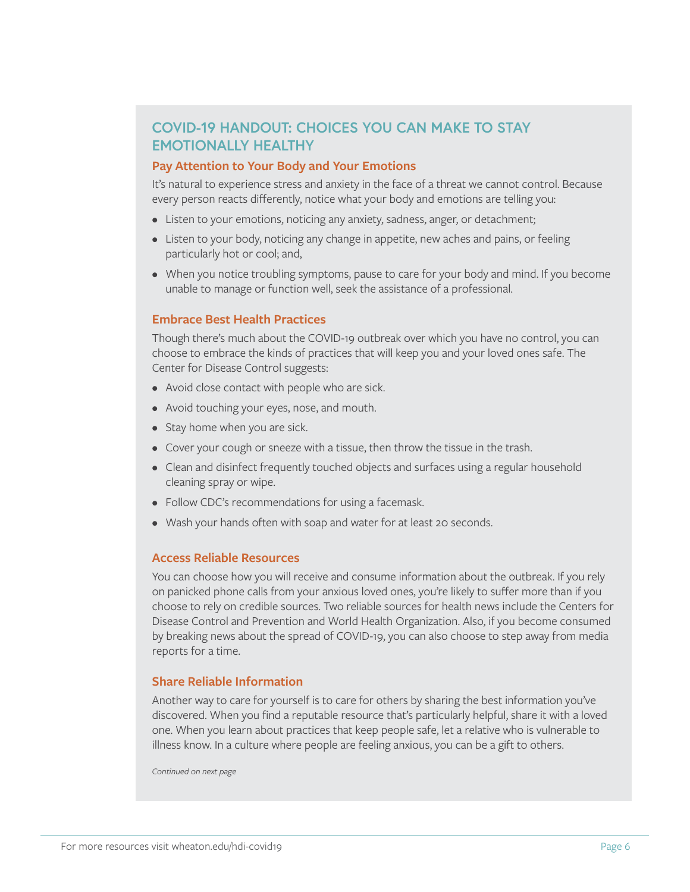## COVID-19 HANDOUT: CHOICES YOU CAN MAKE TO STAY EMOTIONALLY HEALTHY

### Pay Attention to Your Body and Your Emotions

It's natural to experience stress and anxiety in the face of a threat we cannot control. Because every person reacts differently, notice what your body and emotions are telling you:

- Listen to your emotions, noticing any anxiety, sadness, anger, or detachment;
- Listen to your body, noticing any change in appetite, new aches and pains, or feeling particularly hot or cool; and,
- When you notice troubling symptoms, pause to care for your body and mind. If you become unable to manage or function well, seek the assistance of a professional.

### Embrace Best Health Practices

Though there's much about the COVID-19 outbreak over which you have no control, you can choose to embrace the kinds of practices that will keep you and your loved ones safe. The Center for Disease Control suggests:

- Avoid close contact with people who are sick.
- Avoid touching your eyes, nose, and mouth.
- Stay home when you are sick.
- Cover your cough or sneeze with a tissue, then throw the tissue in the trash.
- Clean and disinfect frequently touched objects and surfaces using a regular household cleaning spray or wipe.
- Follow CDC's recommendations for using a facemask.
- Wash your hands often with soap and water for at least 20 seconds.

### Access Reliable Resources

You can choose how you will receive and consume information about the outbreak. If you rely on panicked phone calls from your anxious loved ones, you're likely to suffer more than if you choose to rely on credible sources. Two reliable sources for health news include the Centers for Disease Control and Prevention and World Health Organization. Also, if you become consumed by breaking news about the spread of COVID-19, you can also choose to step away from media reports for a time.

### Share Reliable Information

Another way to care for yourself is to care for others by sharing the best information you've discovered. When you find a reputable resource that's particularly helpful, share it with a loved one. When you learn about practices that keep people safe, let a relative who is vulnerable to illness know. In a culture where people are feeling anxious, you can be a gift to others.

*Continued on next page*

For more resources visit wheaton.edu/hdi-covid19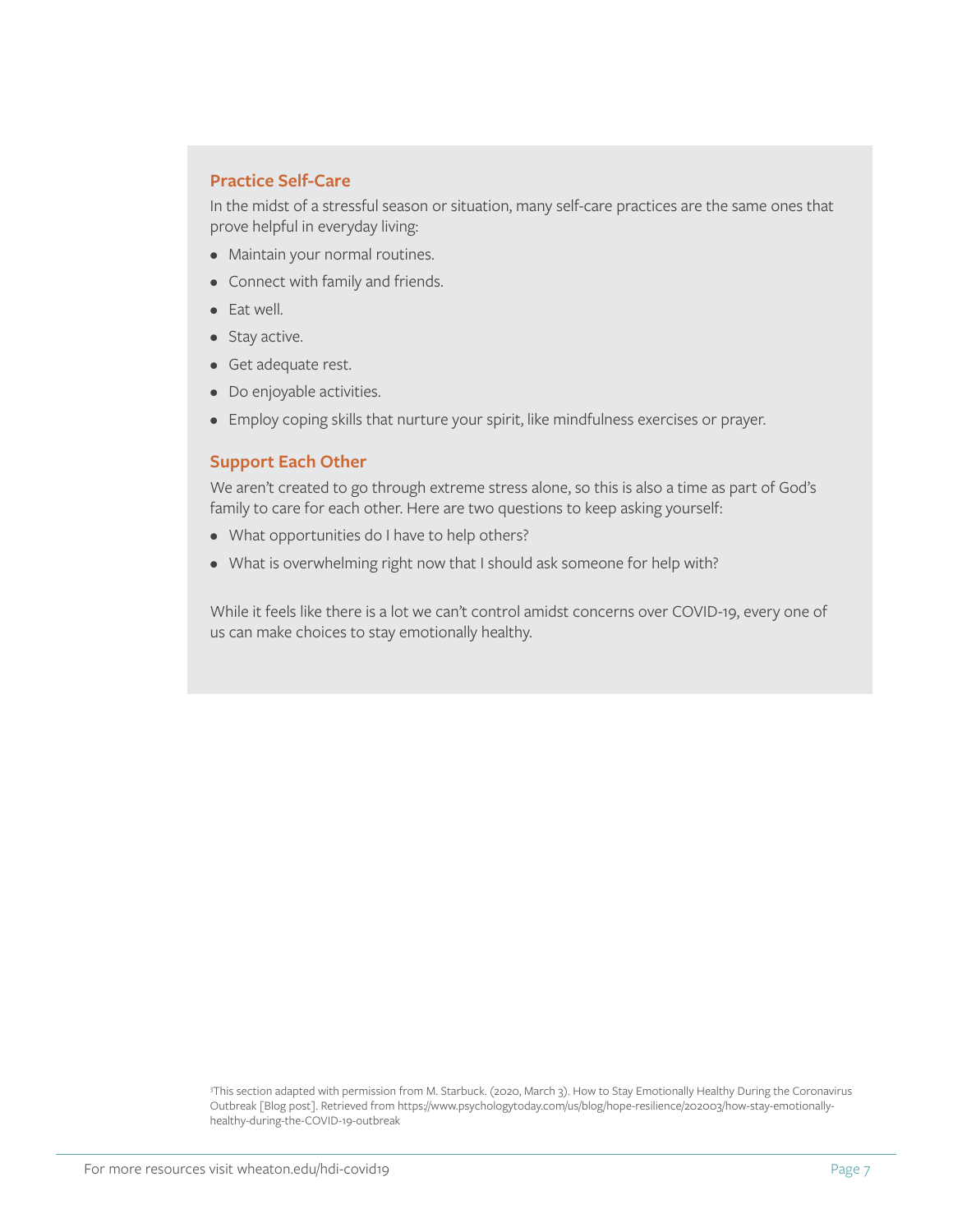### Practice Self-Care

In the midst of a stressful season or situation, many self-care practices are the same ones that prove helpful in everyday living:

- Maintain your normal routines.
- Connect with family and friends.
- Eat well.
- Stay active.
- Get adequate rest.
- Do enjoyable activities.
- Employ coping skills that nurture your spirit, like mindfulness exercises or prayer.

### Support Each Other

We aren't created to go through extreme stress alone, so this is also a time as part of God's family to care for each other. Here are two questions to keep asking yourself:

- What opportunities do I have to help others?
- What is overwhelming right now that I should ask someone for help with?

While it feels like there is a lot we can't control amidst concerns over COVID-19, every one of us can make choices to stay emotionally healthy.

[3]This section adapted with permission from M. Starbuck. (2020, March 3). How to Stay Emotionally Healthy During the Coronavirus Outbreak [Blog post]. Retrieved from https://www.psychologytoday.com/us/blog/hope-resilience/202003/how-stay-emotionally-healthy-during-the-COVID-19-outbreak

For more resources visit wheaton.edu/hdi-covid19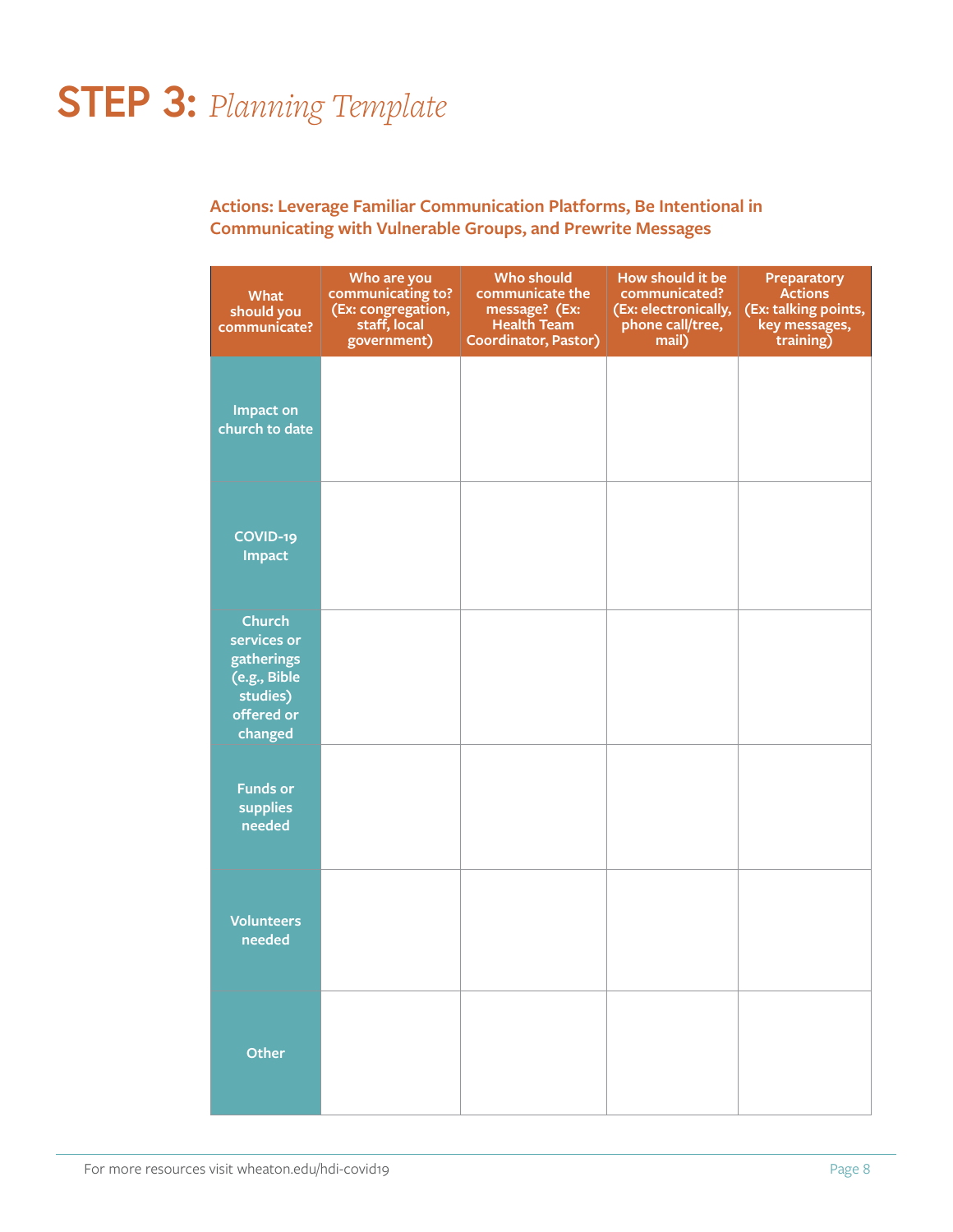# STEP 3: *Planning Template*

**Actions: Leverage Familiar Communication Platforms, Be Intentional in Communicating with Vulnerable Groups, and Prewrite Messages**

| What should you communicate? | Who are you communicating to? (Ex: congregation, staff, local government) | Who should communicate the message? (Ex: Health Team Coordinator, Pastor) | How should it be communicated? (Ex: electronically, phone call/tree, mail) | Preparatory Actions (Ex: talking points, key messages, training) |
|---|---|---|---|---|
| Impact on church to date | | | | |
| COVID-19 Impact | | | | |
| Church services or gatherings (e.g., Bible studies) offered or changed | | | | |
| Funds or supplies needed | | | | |
| Volunteers needed | | | | |
| Other | | | | |

For more resources visit wheaton.edu/hdi-covid19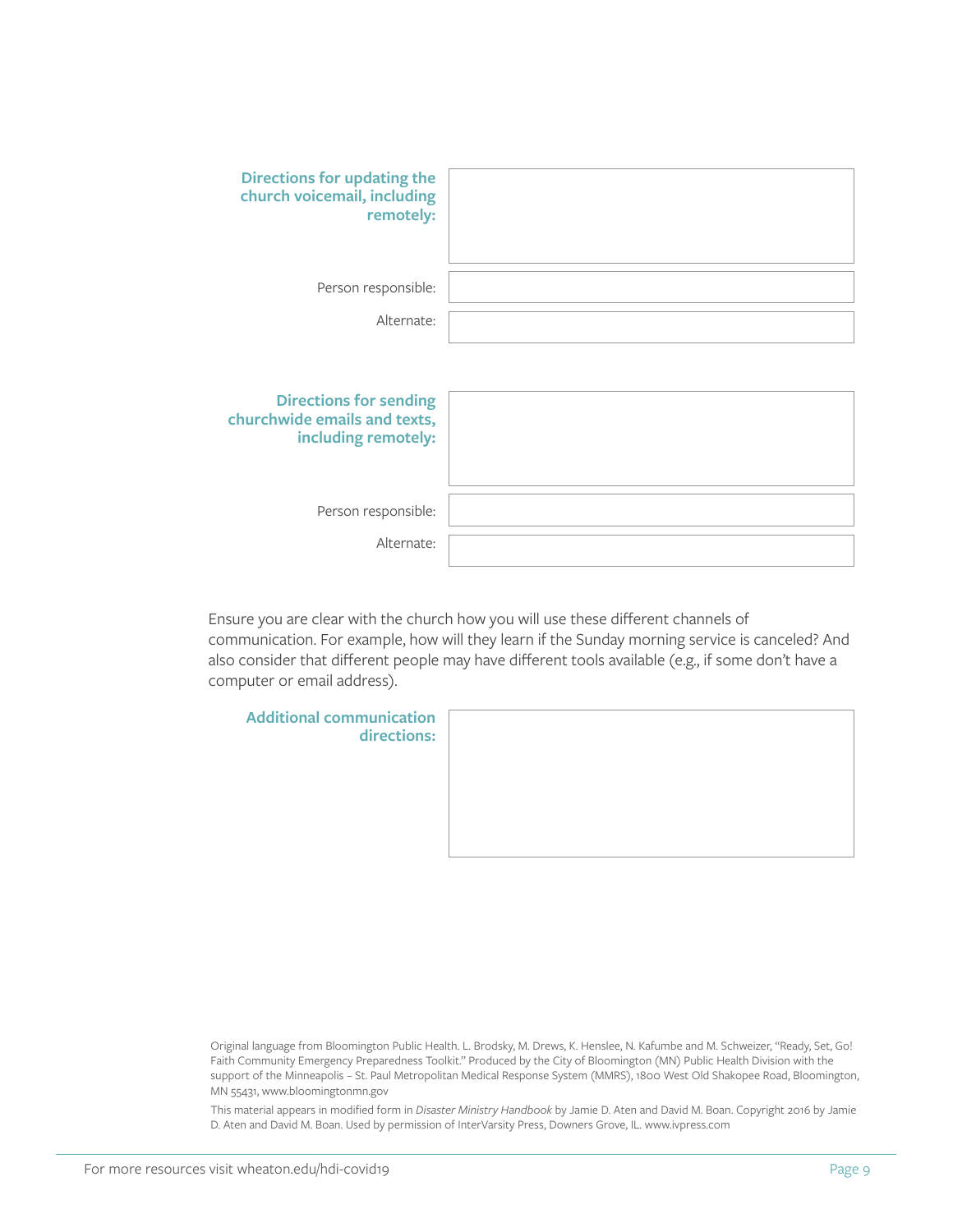**Directions for updating the church voicemail, including remotely:**

Person responsible:

Alternate:

**Directions for sending churchwide emails and texts, including remotely:**

Person responsible:

Alternate:

Ensure you are clear with the church how you will use these different channels of communication. For example, how will they learn if the Sunday morning service is canceled? And also consider that different people may have different tools available (e.g., if some don't have a computer or email address).

**Additional communication directions:**

Original language from Bloomington Public Health. L. Brodsky, M. Drews, K. Henslee, N. Kafumbe and M. Schweizer, "Ready, Set, Go! Faith Community Emergency Preparedness Toolkit." Produced by the City of Bloomington (MN) Public Health Division with the support of the Minneapolis – St. Paul Metropolitan Medical Response System (MMRS), 1800 West Old Shakopee Road, Bloomington, MN 55431, www.bloomingtonmn.gov

This material appears in modified form in *Disaster Ministry Handbook* by Jamie D. Aten and David M. Boan. Copyright 2016 by Jamie D. Aten and David M. Boan. Used by permission of InterVarsity Press, Downers Grove, IL. www.ivpress.com

For more resources visit wheaton.edu/hdi-covid19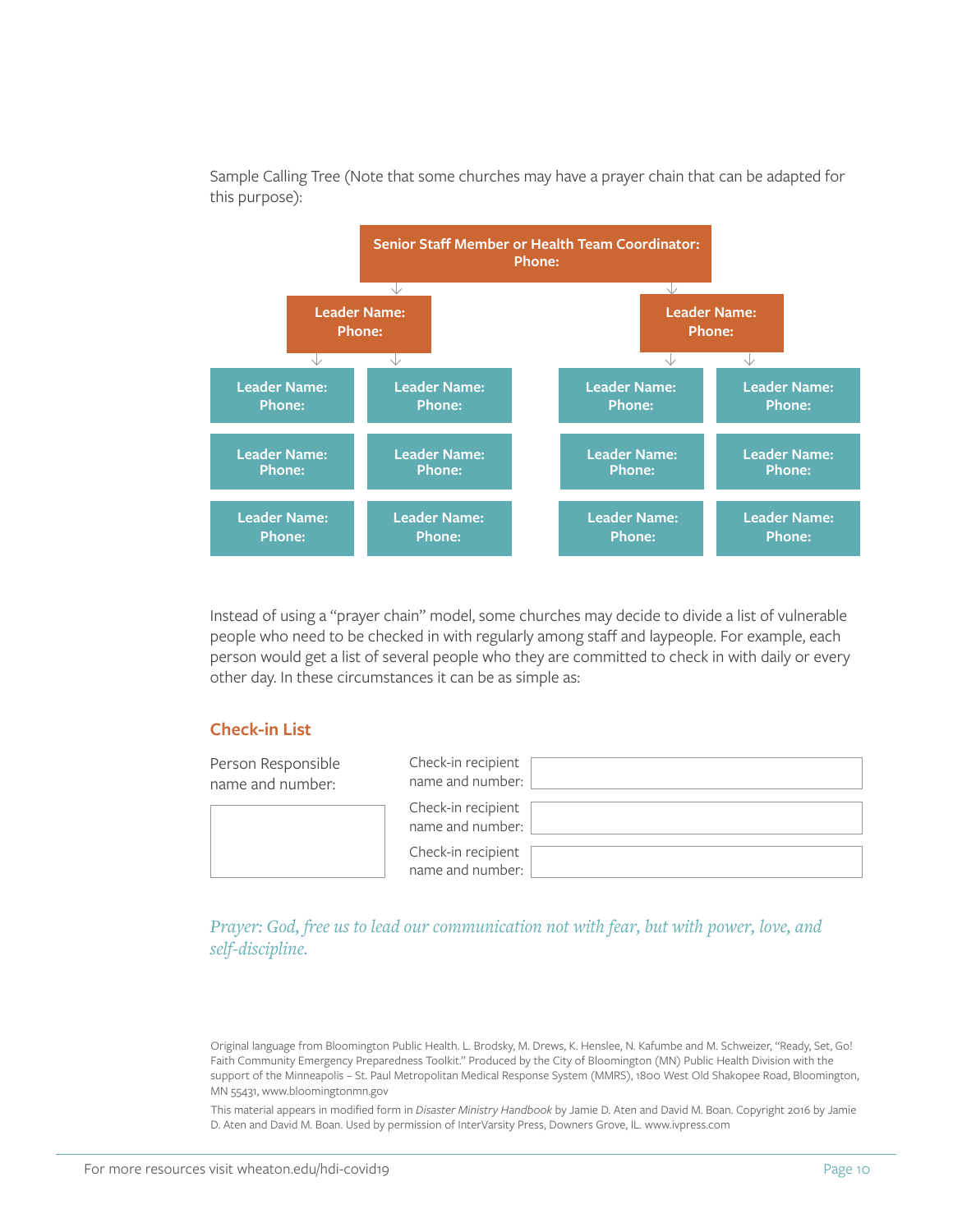Sample Calling Tree (Note that some churches may have a prayer chain that can be adapted for this purpose):

**Senior Staff Member or Health Team Coordinator:**
**Phone:**

- **Leader Name: / Phone:**
  - **Leader Name: / Phone:**
  - **Leader Name: / Phone:**
  - **Leader Name: / Phone:**
  - **Leader Name: / Phone:**
  - **Leader Name: / Phone:**
  - **Leader Name: / Phone:**
- **Leader Name: / Phone:**
  - **Leader Name: / Phone:**
  - **Leader Name: / Phone:**
  - **Leader Name: / Phone:**
  - **Leader Name: / Phone:**
  - **Leader Name: / Phone:**
  - **Leader Name: / Phone:**

Instead of using a "prayer chain" model, some churches may decide to divide a list of vulnerable people who need to be checked in with regularly among staff and laypeople. For example, each person would get a list of several people who they are committed to check in with daily or every other day. In these circumstances it can be as simple as:

## Check-in List

| Person Responsible name and number: | Check-in recipient name and number: | |
|---|---|---|
| | Check-in recipient name and number: | |
| | Check-in recipient name and number: | |

*Prayer: God, free us to lead our communication not with fear, but with power, love, and self-discipline.*

Original language from Bloomington Public Health. L. Brodsky, M. Drews, K. Henslee, N. Kafumbe and M. Schweizer, "Ready, Set, Go! Faith Community Emergency Preparedness Toolkit." Produced by the City of Bloomington (MN) Public Health Division with the support of the Minneapolis – St. Paul Metropolitan Medical Response System (MMRS), 1800 West Old Shakopee Road, Bloomington, MN 55431, www.bloomingtonmn.gov

This material appears in modified form in *Disaster Ministry Handbook* by Jamie D. Aten and David M. Boan. Copyright 2016 by Jamie D. Aten and David M. Boan. Used by permission of InterVarsity Press, Downers Grove, IL. www.ivpress.com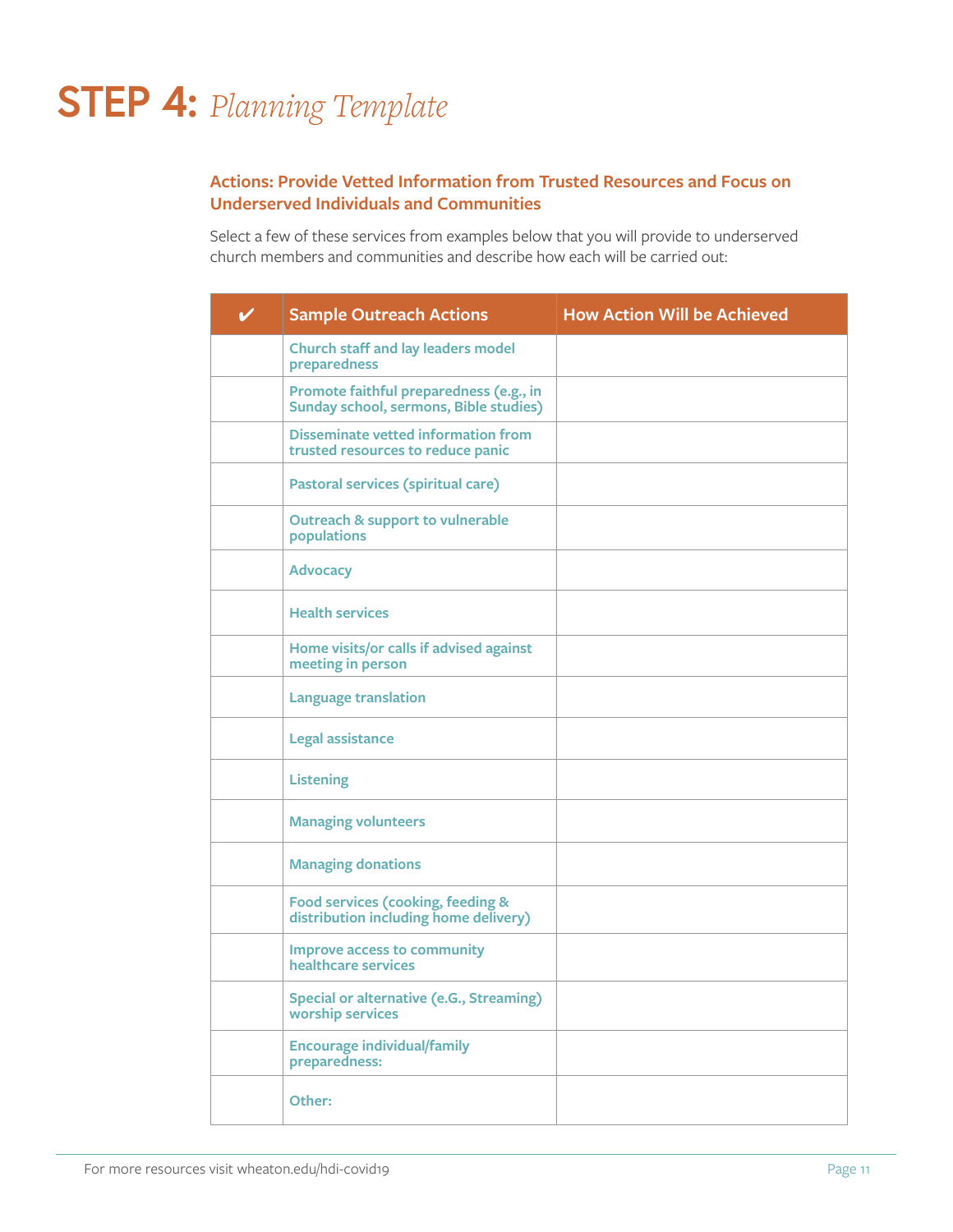# STEP 4: *Planning Template*

### Actions: Provide Vetted Information from Trusted Resources and Focus on Underserved Individuals and Communities

Select a few of these services from examples below that you will provide to underserved church members and communities and describe how each will be carried out:

| ✔ | Sample Outreach Actions | How Action Will be Achieved |
|---|---|---|
| | Church staff and lay leaders model preparedness | |
| | Promote faithful preparedness (e.g., in Sunday school, sermons, Bible studies) | |
| | Disseminate vetted information from trusted resources to reduce panic | |
| | Pastoral services (spiritual care) | |
| | Outreach & support to vulnerable populations | |
| | Advocacy | |
| | Health services | |
| | Home visits/or calls if advised against meeting in person | |
| | Language translation | |
| | Legal assistance | |
| | Listening | |
| | Managing volunteers | |
| | Managing donations | |
| | Food services (cooking, feeding & distribution including home delivery) | |
| | Improve access to community healthcare services | |
| | Special or alternative (e.G., Streaming) worship services | |
| | Encourage individual/family preparedness: | |
| | Other: | |

For more resources visit wheaton.edu/hdi-covid19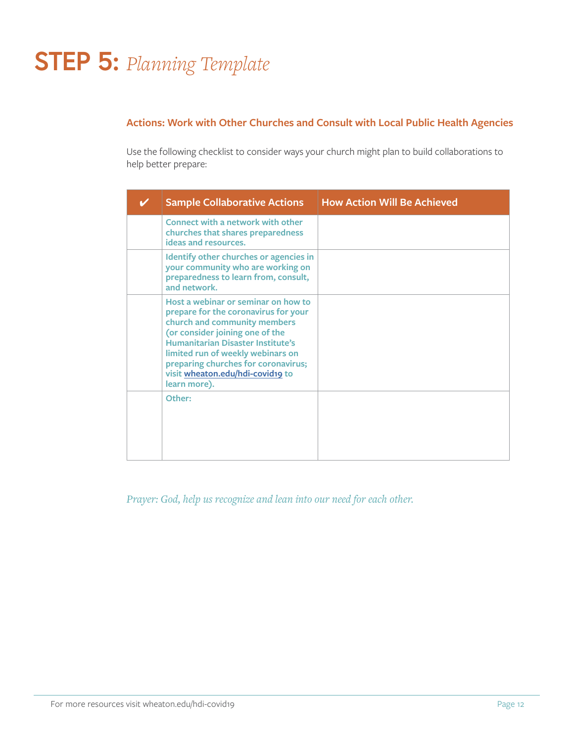# **STEP 5:** *Planning Template*

### Actions: Work with Other Churches and Consult with Local Public Health Agencies

Use the following checklist to consider ways your church might plan to build collaborations to help better prepare:

| ✔ | Sample Collaborative Actions | How Action Will Be Achieved |
|---|---|---|
| | **Connect with a network with other churches that shares preparedness ideas and resources.** | |
| | **Identify other churches or agencies in your community who are working on preparedness to learn from, consult, and network.** | |
| | **Host a webinar or seminar on how to prepare for the coronavirus for your church and community members (or consider joining one of the Humanitarian Disaster Institute's limited run of weekly webinars on preparing churches for coronavirus; visit [wheaton.edu/hdi-covid19](wheaton.edu/hdi-covid19) to learn more).** | |
| | **Other:** | |

*Prayer: God, help us recognize and lean into our need for each other.*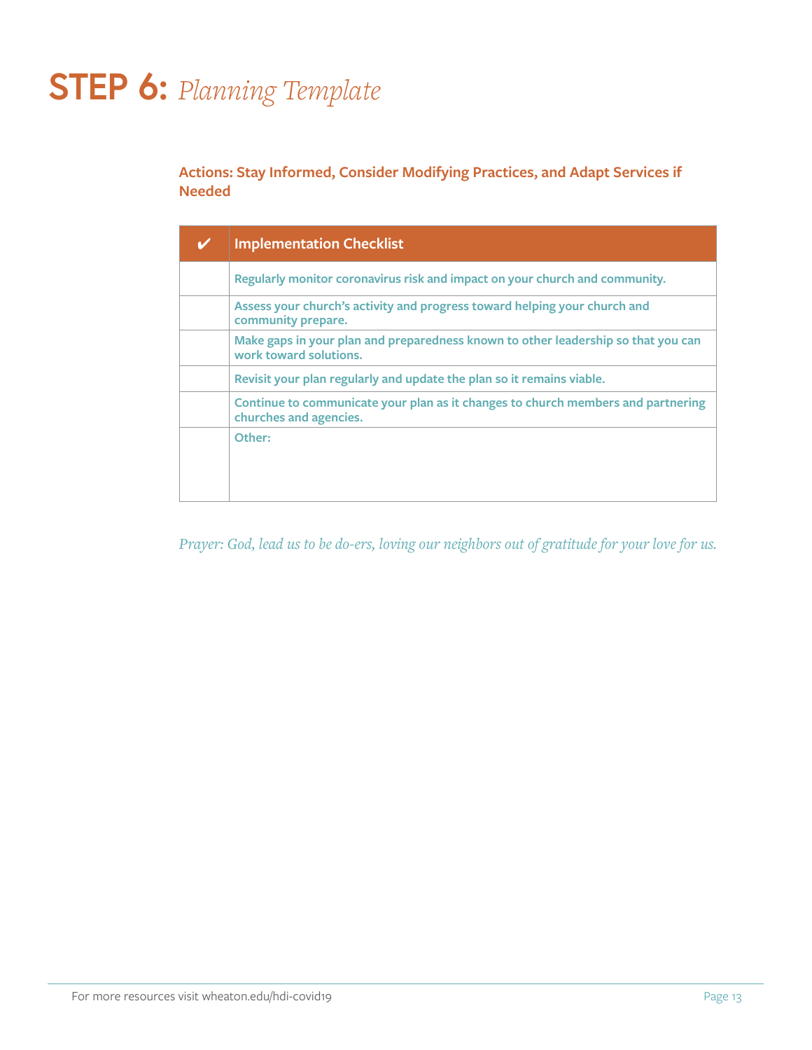# STEP 6: *Planning Template*

**Actions: Stay Informed, Consider Modifying Practices, and Adapt Services if Needed**

| ✔ | Implementation Checklist |
|---|---|
| | Regularly monitor coronavirus risk and impact on your church and community. |
| | Assess your church's activity and progress toward helping your church and community prepare. |
| | Make gaps in your plan and preparedness known to other leadership so that you can work toward solutions. |
| | Revisit your plan regularly and update the plan so it remains viable. |
| | Continue to communicate your plan as it changes to church members and partnering churches and agencies. |
| | Other: |

*Prayer: God, lead us to be do-ers, loving our neighbors out of gratitude for your love for us.*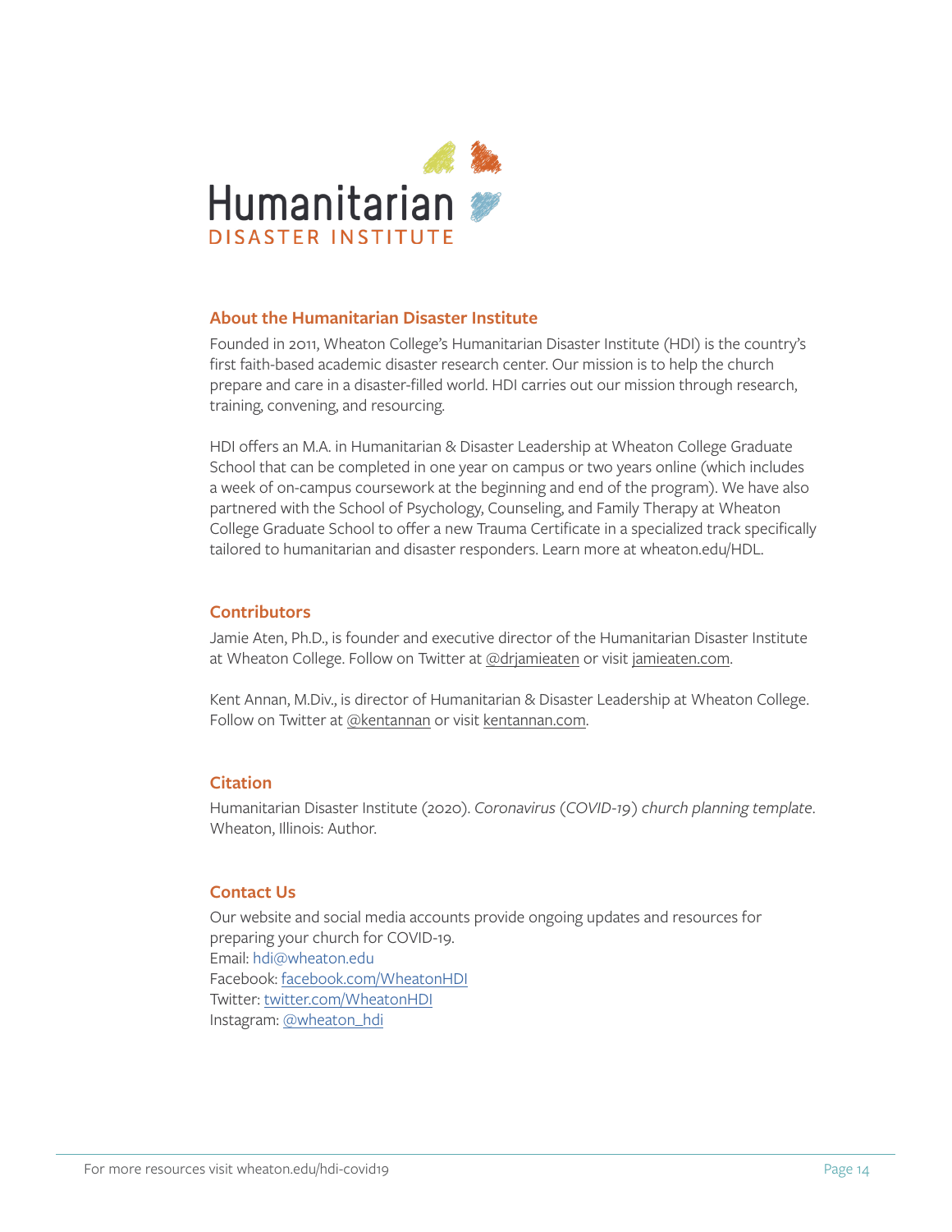Humanitarian
DISASTER INSTITUTE

## About the Humanitarian Disaster Institute

Founded in 2011, Wheaton College's Humanitarian Disaster Institute (HDI) is the country's first faith-based academic disaster research center. Our mission is to help the church prepare and care in a disaster-filled world. HDI carries out our mission through research, training, convening, and resourcing.

HDI offers an M.A. in Humanitarian & Disaster Leadership at Wheaton College Graduate School that can be completed in one year on campus or two years online (which includes a week of on-campus coursework at the beginning and end of the program). We have also partnered with the School of Psychology, Counseling, and Family Therapy at Wheaton College Graduate School to offer a new Trauma Certificate in a specialized track specifically tailored to humanitarian and disaster responders. Learn more at wheaton.edu/HDL.

## Contributors

Jamie Aten, Ph.D., is founder and executive director of the Humanitarian Disaster Institute at Wheaton College. Follow on Twitter at @drjamieaten or visit jamieaten.com.

Kent Annan, M.Div., is director of Humanitarian & Disaster Leadership at Wheaton College. Follow on Twitter at @kentannan or visit kentannan.com.

## Citation

Humanitarian Disaster Institute (2020). *Coronavirus (COVID-19) church planning template*. Wheaton, Illinois: Author.

## Contact Us

Our website and social media accounts provide ongoing updates and resources for preparing your church for COVID-19.
Email: hdi@wheaton.edu
Facebook: facebook.com/WheatonHDI
Twitter: twitter.com/WheatonHDI
Instagram: @wheaton_hdi